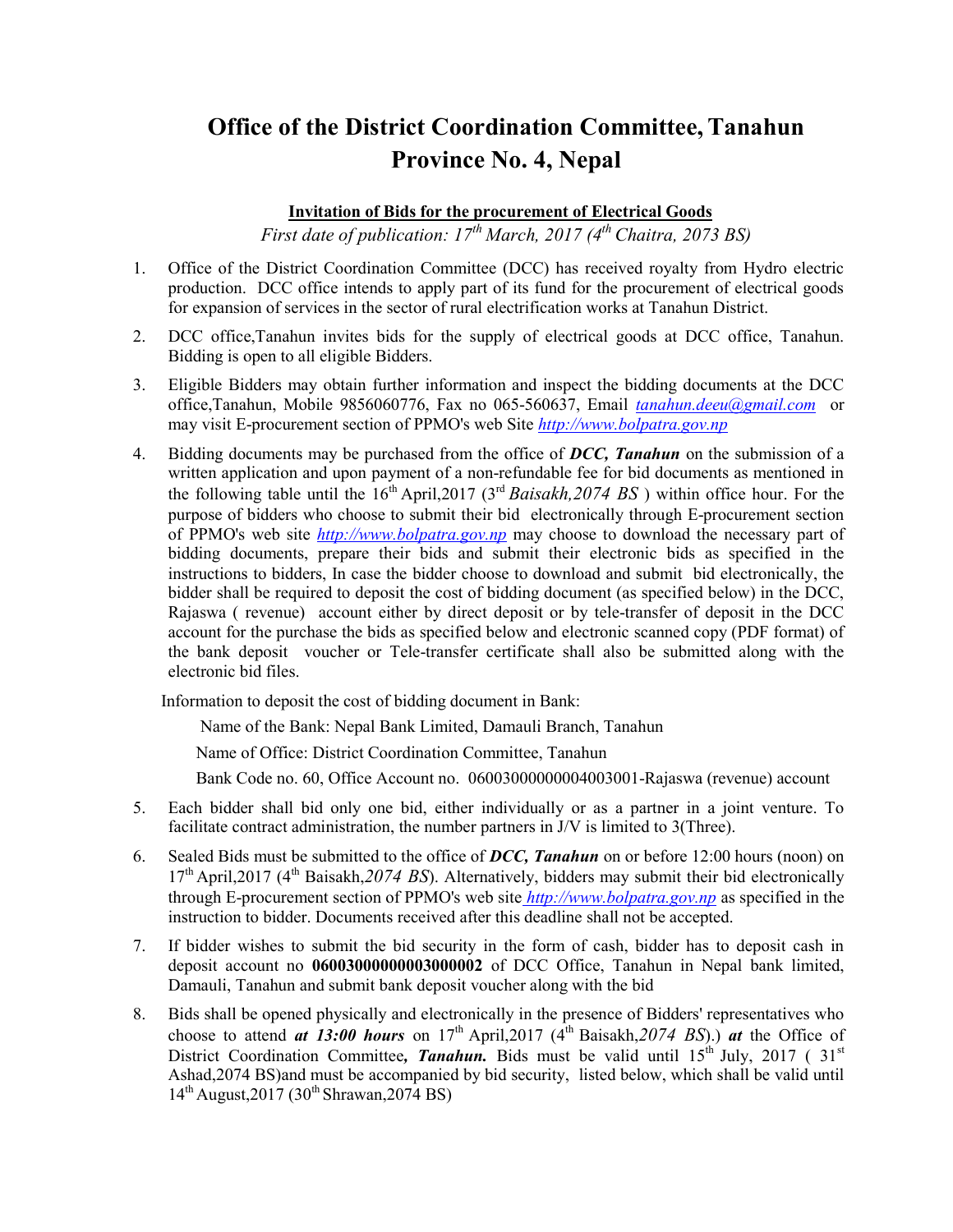# Office of the District Coordination Committee, Tanahun
# Province No. 4, Nepal

**Invitation of Bids for the procurement of Electrical Goods**

*First date of publication: 17th March, 2017 (4th Chaitra, 2073 BS)*

1. Office of the District Coordination Committee (DCC) has received royalty from Hydro electric production. DCC office intends to apply part of its fund for the procurement of electrical goods for expansion of services in the sector of rural electrification works at Tanahun District.

2. DCC office,Tanahun invites bids for the supply of electrical goods at DCC office, Tanahun. Bidding is open to all eligible Bidders.

3. Eligible Bidders may obtain further information and inspect the bidding documents at the DCC office,Tanahun, Mobile 9856060776, Fax no 065-560637, Email *tanahun.deeu@gmail.com* or may visit E-procurement section of PPMO's web Site *http://www.bolpatra.gov.np*

4. Bidding documents may be purchased from the office of ***DCC, Tanahun*** on the submission of a written application and upon payment of a non-refundable fee for bid documents as mentioned in the following table until the 16th April,2017 (3rd *Baisakh,2074 BS* ) within office hour. For the purpose of bidders who choose to submit their bid electronically through E-procurement section of PPMO's web site *http://www.bolpatra.gov.np* may choose to download the necessary part of bidding documents, prepare their bids and submit their electronic bids as specified in the instructions to bidders, In case the bidder choose to download and submit bid electronically, the bidder shall be required to deposit the cost of bidding document (as specified below) in the DCC, Rajaswa ( revenue) account either by direct deposit or by tele-transfer of deposit in the DCC account for the purchase the bids as specified below and electronic scanned copy (PDF format) of the bank deposit voucher or Tele-transfer certificate shall also be submitted along with the electronic bid files.

   Information to deposit the cost of bidding document in Bank:

   Name of the Bank: Nepal Bank Limited, Damauli Branch, Tanahun

   Name of Office: District Coordination Committee, Tanahun

   Bank Code no. 60, Office Account no. 06003000000004003001-Rajaswa (revenue) account

5. Each bidder shall bid only one bid, either individually or as a partner in a joint venture. To facilitate contract administration, the number partners in J/V is limited to 3(Three).

6. Sealed Bids must be submitted to the office of ***DCC, Tanahun*** on or before 12:00 hours (noon) on 17th April,2017 (4th Baisakh,*2074 BS*). Alternatively, bidders may submit their bid electronically through E-procurement section of PPMO's web site *http://www.bolpatra.gov.np* as specified in the instruction to bidder. Documents received after this deadline shall not be accepted.

7. If bidder wishes to submit the bid security in the form of cash, bidder has to deposit cash in deposit account no **06003000000003000002** of DCC Office, Tanahun in Nepal bank limited, Damauli, Tanahun and submit bank deposit voucher along with the bid

8. Bids shall be opened physically and electronically in the presence of Bidders' representatives who choose to attend ***at 13:00 hours*** on 17th April,2017 (4th Baisakh,*2074 BS*).) ***at*** the Office of District Coordination Committee***, Tanahun.*** Bids must be valid until 15th July, 2017 ( 31st Ashad,2074 BS)and must be accompanied by bid security, listed below, which shall be valid until 14th August,2017 (30th Shrawan,2074 BS)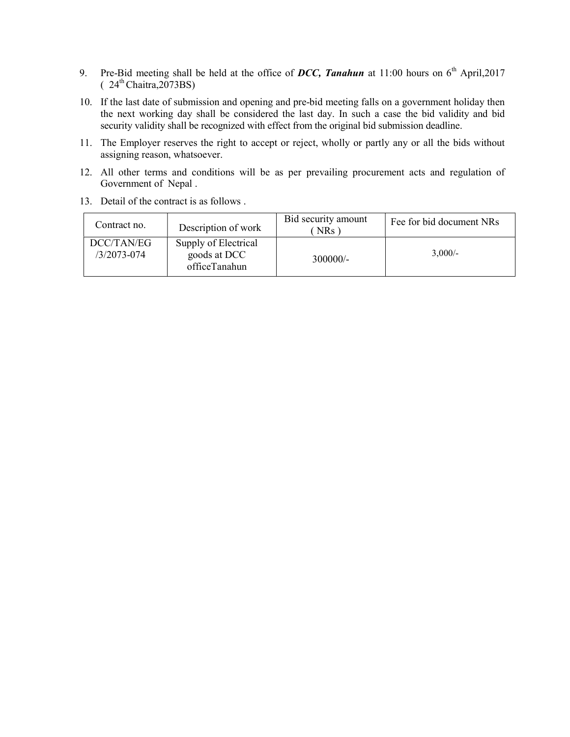9. Pre-Bid meeting shall be held at the office of ***DCC, Tanahun*** at 11:00 hours on 6th April,2017 ( 24th Chaitra,2073BS)

10. If the last date of submission and opening and pre-bid meeting falls on a government holiday then the next working day shall be considered the last day. In such a case the bid validity and bid security validity shall be recognized with effect from the original bid submission deadline.

11. The Employer reserves the right to accept or reject, wholly or partly any or all the bids without assigning reason, whatsoever.

12. All other terms and conditions will be as per prevailing procurement acts and regulation of Government of Nepal .

13. Detail of the contract is as follows .

| Contract no. | Description of work | Bid security amount ( NRs ) | Fee for bid document NRs |
|---|---|---|---|
| DCC/TAN/EG /3/2073-074 | Supply of Electrical goods at DCC officeTanahun | 300000/- | 3,000/- |